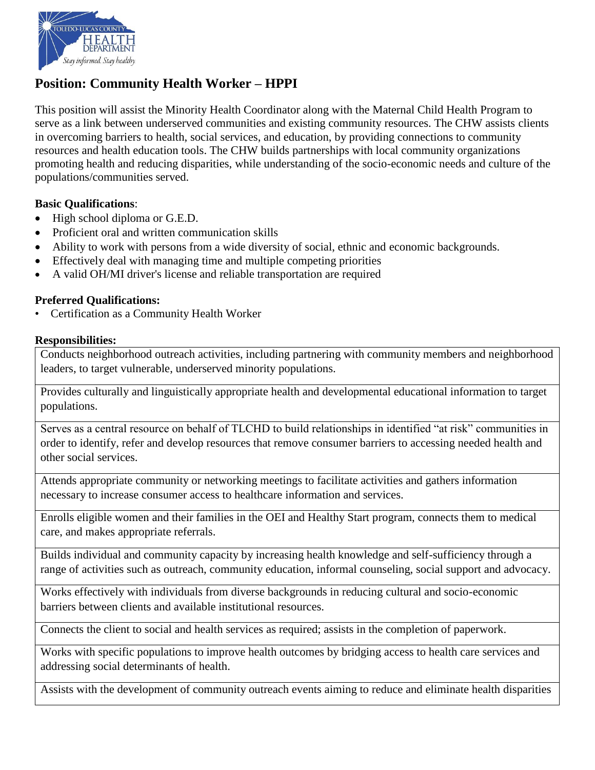## Position: Community Health Worker – HPPI

This position will assist the Minority Health Coordinator along with the Maternal Child Health Program to serve as a link between underserved communities and existing community resources. The CHW assists clients in overcoming barriers to health, social services, and education, by providing connections to community resources and health education tools. The CHW builds partnerships with local community organizations promoting health and reducing disparities, while understanding of the socio-economic needs and culture of the populations/communities served.

**Basic Qualifications**:

- High school diploma or G.E.D.
- Proficient oral and written communication skills
- Ability to work with persons from a wide diversity of social, ethnic and economic backgrounds.
- Effectively deal with managing time and multiple competing priorities
- A valid OH/MI driver's license and reliable transportation are required

**Preferred Qualifications:**

- Certification as a Community Health Worker

**Responsibilities:**

| Responsibilities |
|---|
| Conducts neighborhood outreach activities, including partnering with community members and neighborhood leaders, to target vulnerable, underserved minority populations. |
| Provides culturally and linguistically appropriate health and developmental educational information to target populations. |
| Serves as a central resource on behalf of TLCHD to build relationships in identified "at risk" communities in order to identify, refer and develop resources that remove consumer barriers to accessing needed health and other social services. |
| Attends appropriate community or networking meetings to facilitate activities and gathers information necessary to increase consumer access to healthcare information and services. |
| Enrolls eligible women and their families in the OEI and Healthy Start program, connects them to medical care, and makes appropriate referrals. |
| Builds individual and community capacity by increasing health knowledge and self-sufficiency through a range of activities such as outreach, community education, informal counseling, social support and advocacy. |
| Works effectively with individuals from diverse backgrounds in reducing cultural and socio-economic barriers between clients and available institutional resources. |
| Connects the client to social and health services as required; assists in the completion of paperwork. |
| Works with specific populations to improve health outcomes by bridging access to health care services and addressing social determinants of health. |
| Assists with the development of community outreach events aiming to reduce and eliminate health disparities |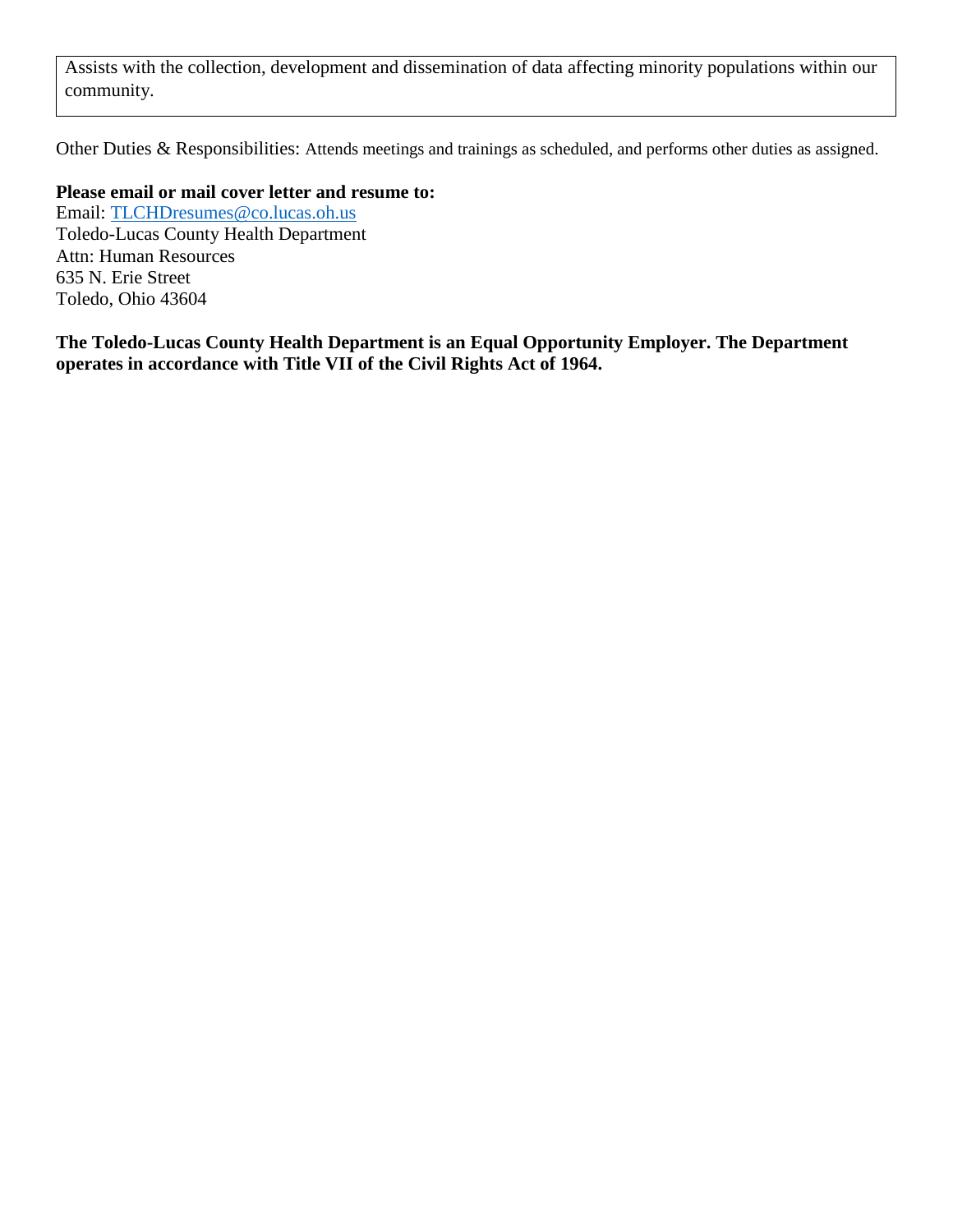| |
|---|
| Assists with the collection, development and dissemination of data affecting minority populations within our community. |

Other Duties & Responsibilities: Attends meetings and trainings as scheduled, and performs other duties as assigned.

**Please email or mail cover letter and resume to:**
Email: TLCHDresumes@co.lucas.oh.us
Toledo-Lucas County Health Department
Attn: Human Resources
635 N. Erie Street
Toledo, Ohio 43604

**The Toledo-Lucas County Health Department is an Equal Opportunity Employer. The Department operates in accordance with Title VII of the Civil Rights Act of 1964.**